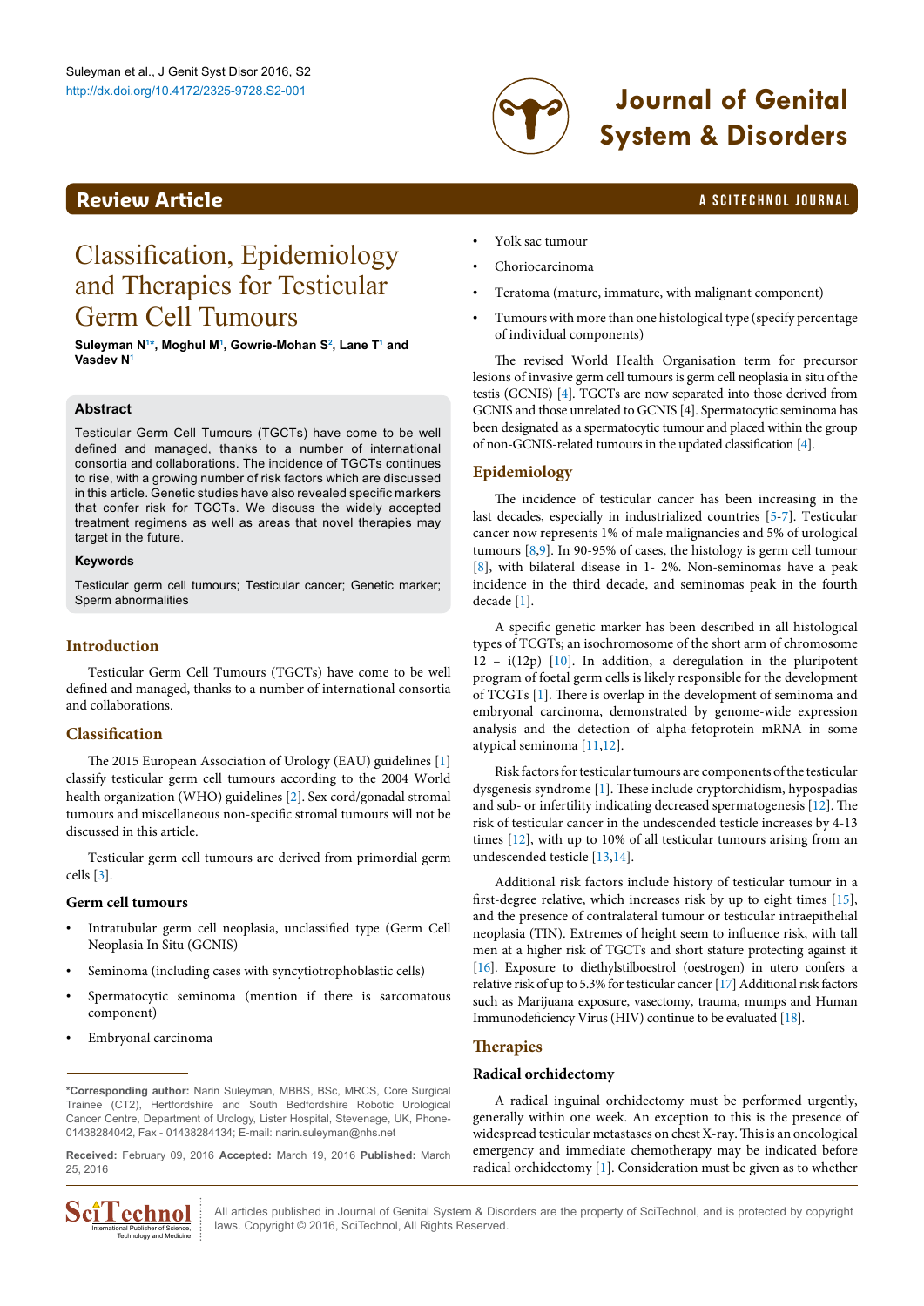# Classification, Epidemiology and Therapies for Testicular Germ Cell Tumours

**Suleyman N[1*], Moghul M[1], Gowrie-Mohan S[2], Lane T[1] and Vasdev N[1]**

## Abstract

Testicular Germ Cell Tumours (TGCTs) have come to be well defined and managed, thanks to a number of international consortia and collaborations. The incidence of TGCTs continues to rise, with a growing number of risk factors which are discussed in this article. Genetic studies have also revealed specific markers that confer risk for TGCTs. We discuss the widely accepted treatment regimens as well as areas that novel therapies may target in the future.

### Keywords

Testicular germ cell tumours; Testicular cancer; Genetic marker; Sperm abnormalities

## Introduction

Testicular Germ Cell Tumours (TGCTs) have come to be well defined and managed, thanks to a number of international consortia and collaborations.

## Classification

The 2015 European Association of Urology (EAU) guidelines [1] classify testicular germ cell tumours according to the 2004 World health organization (WHO) guidelines [2]. Sex cord/gonadal stromal tumours and miscellaneous non-specific stromal tumours will not be discussed in this article.

Testicular germ cell tumours are derived from primordial germ cells [3].

### Germ cell tumours

- Intratubular germ cell neoplasia, unclassified type (Germ Cell Neoplasia In Situ (GCNIS)
- Seminoma (including cases with syncytiotrophoblastic cells)
- Spermatocytic seminoma (mention if there is sarcomatous component)
- Embryonal carcinoma
- Yolk sac tumour
- Choriocarcinoma
- Teratoma (mature, immature, with malignant component)
- Tumours with more than one histological type (specify percentage of individual components)

The revised World Health Organisation term for precursor lesions of invasive germ cell tumours is germ cell neoplasia in situ of the testis (GCNIS) [4]. TGCTs are now separated into those derived from GCNIS and those unrelated to GCNIS [4]. Spermatocytic seminoma has been designated as a spermatocytic tumour and placed within the group of non-GCNIS-related tumours in the updated classification [4].

## Epidemiology

The incidence of testicular cancer has been increasing in the last decades, especially in industrialized countries [5-7]. Testicular cancer now represents 1% of male malignancies and 5% of urological tumours [8,9]. In 90-95% of cases, the histology is germ cell tumour [8], with bilateral disease in 1- 2%. Non-seminomas have a peak incidence in the third decade, and seminomas peak in the fourth decade [1].

A specific genetic marker has been described in all histological types of TCGTs; an isochromosome of the short arm of chromosome 12 – i(12p) [10]. In addition, a deregulation in the pluripotent program of foetal germ cells is likely responsible for the development of TCGTs [1]. There is overlap in the development of seminoma and embryonal carcinoma, demonstrated by genome-wide expression analysis and the detection of alpha-fetoprotein mRNA in some atypical seminoma [11,12].

Risk factors for testicular tumours are components of the testicular dysgenesis syndrome [1]. These include cryptorchidism, hypospadias and sub- or infertility indicating decreased spermatogenesis [12]. The risk of testicular cancer in the undescended testicle increases by 4-13 times [12], with up to 10% of all testicular tumours arising from an undescended testicle [13,14].

Additional risk factors include history of testicular tumour in a first-degree relative, which increases risk by up to eight times [15], and the presence of contralateral tumour or testicular intraepithelial neoplasia (TIN). Extremes of height seem to influence risk, with tall men at a higher risk of TGCTs and short stature protecting against it [16]. Exposure to diethylstilboestrol (oestrogen) in utero confers a relative risk of up to 5.3% for testicular cancer [17] Additional risk factors such as Marijuana exposure, vasectomy, trauma, mumps and Human Immunodeficiency Virus (HIV) continue to be evaluated [18].

## Therapies

### Radical orchidectomy

A radical inguinal orchidectomy must be performed urgently, generally within one week. An exception to this is the presence of widespread testicular metastases on chest X-ray. This is an oncological emergency and immediate chemotherapy may be indicated before radical orchidectomy [1]. Consideration must be given as to whether

---

*Corresponding author: Narin Suleyman, MBBS, BSc, MRCS, Core Surgical Trainee (CT2), Hertfordshire and South Bedfordshire Robotic Urological Cancer Centre, Department of Urology, Lister Hospital, Stevenage, UK, Phone-01438284042, Fax - 01438284134; E-mail: narin.suleyman@nhs.net

**Received:** February 09, 2016 **Accepted:** March 19, 2016 **Published:** March 25, 2016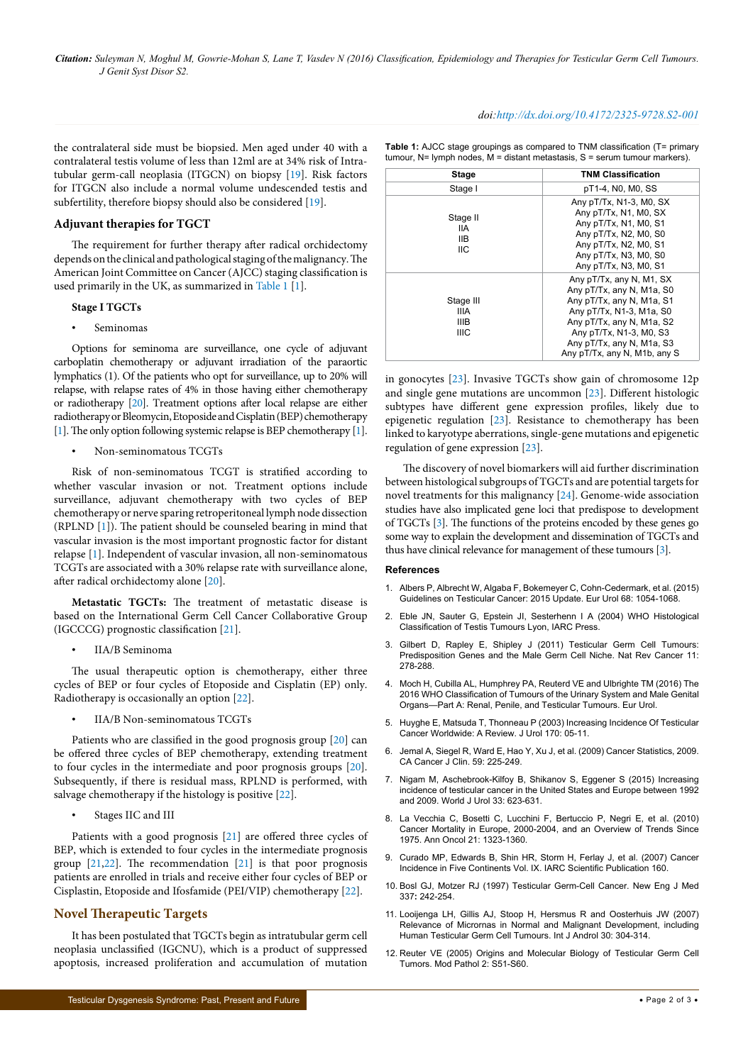the contralateral side must be biopsied. Men aged under 40 with a contralateral testis volume of less than 12ml are at 34% risk of Intra-tubular germ-call neoplasia (ITGCN) on biopsy [19]. Risk factors for ITGCN also include a normal volume undescended testis and subfertility, therefore biopsy should also be considered [19].

### Adjuvant therapies for TGCT

The requirement for further therapy after radical orchidectomy depends on the clinical and pathological staging of the malignancy. The American Joint Committee on Cancer (AJCC) staging classification is used primarily in the UK, as summarized in Table 1 [1].

**Stage I TGCTs**

- Seminomas

Options for seminoma are surveillance, one cycle of adjuvant carboplatin chemotherapy or adjuvant irradiation of the paraortic lymphatics (1). Of the patients who opt for surveillance, up to 20% will relapse, with relapse rates of 4% in those having either chemotherapy or radiotherapy [20]. Treatment options after local relapse are either radiotherapy or Bleomycin, Etoposide and Cisplatin (BEP) chemotherapy [1]. The only option following systemic relapse is BEP chemotherapy [1].

- Non-seminomatous TCGTs

Risk of non-seminomatous TCGT is stratified according to whether vascular invasion or not. Treatment options include surveillance, adjuvant chemotherapy with two cycles of BEP chemotherapy or nerve sparing retroperitoneal lymph node dissection (RPLND [1]). The patient should be counseled bearing in mind that vascular invasion is the most important prognostic factor for distant relapse [1]. Independent of vascular invasion, all non-seminomatous TCGTs are associated with a 30% relapse rate with surveillance alone, after radical orchidectomy alone [20].

**Metastatic TGCTs:** The treatment of metastatic disease is based on the International Germ Cell Cancer Collaborative Group (IGCCCG) prognostic classification [21].

- IIA/B Seminoma

The usual therapeutic option is chemotherapy, either three cycles of BEP or four cycles of Etoposide and Cisplatin (EP) only. Radiotherapy is occasionally an option [22].

- IIA/B Non-seminomatous TCGTs

Patients who are classified in the good prognosis group [20] can be offered three cycles of BEP chemotherapy, extending treatment to four cycles in the intermediate and poor prognosis groups [20]. Subsequently, if there is residual mass, RPLND is performed, with salvage chemotherapy if the histology is positive [22].

- Stages IIC and III

Patients with a good prognosis [21] are offered three cycles of BEP, which is extended to four cycles in the intermediate prognosis group [21,22]. The recommendation [21] is that poor prognosis patients are enrolled in trials and receive either four cycles of BEP or Cisplastin, Etoposide and Ifosfamide (PEI/VIP) chemotherapy [22].

**Table 1:** AJCC stage groupings as compared to TNM classification (T= primary tumour, N= lymph nodes, M = distant metastasis, S = serum tumour markers).

| Stage | TNM Classification |
|---|---|
| Stage I | pT1-4, N0, M0, SS |
| Stage II<br>IIA<br>IIB<br>IIC | Any pT/Tx, N1-3, M0, SX<br>Any pT/Tx, N1, M0, SX<br>Any pT/Tx, N1, M0, S1<br>Any pT/Tx, N2, M0, S0<br>Any pT/Tx, N2, M0, S1<br>Any pT/Tx, N3, M0, S0<br>Any pT/Tx, N3, M0, S1 |
| Stage III<br>IIIA<br>IIIB<br>IIIC | Any pT/Tx, any N, M1, SX<br>Any pT/Tx, any N, M1a, S0<br>Any pT/Tx, any N, M1a, S1<br>Any pT/Tx, N1-3, M1a, S0<br>Any pT/Tx, any N, M1a, S2<br>Any pT/Tx, N1-3, M0, S3<br>Any pT/Tx, any N, M1a, S3<br>Any pT/Tx, any N, M1b, any S |

## Novel Therapeutic Targets

It has been postulated that TGCTs begin as intratubular germ cell neoplasia unclassified (IGCNU), which is a product of suppressed apoptosis, increased proliferation and accumulation of mutation in gonocytes [23]. Invasive TGCTs show gain of chromosome 12p and single gene mutations are uncommon [23]. Different histologic subtypes have different gene expression profiles, likely due to epigenetic regulation [23]. Resistance to chemotherapy has been linked to karyotype aberrations, single-gene mutations and epigenetic regulation of gene expression [23].

The discovery of novel biomarkers will aid further discrimination between histological subgroups of TGCTs and are potential targets for novel treatments for this malignancy [24]. Genome-wide association studies have also implicated gene loci that predispose to development of TGCTs [3]. The functions of the proteins encoded by these genes go some way to explain the development and dissemination of TGCTs and thus have clinical relevance for management of these tumours [3].

### References

1. Albers P, Albrecht W, Algaba F, Bokemeyer C, Cohn-Cedermark, et al. (2015) Guidelines on Testicular Cancer: 2015 Update. Eur Urol 68: 1054-1068.
2. Eble JN, Sauter G, Epstein JI, Sesterhenn I A (2004) WHO Histological Classification of Testis Tumours Lyon, IARC Press.
3. Gilbert D, Rapley E, Shipley J (2011) Testicular Germ Cell Tumours: Predisposition Genes and the Male Germ Cell Niche. Nat Rev Cancer 11: 278-288.
4. Moch H, Cubilla AL, Humphrey PA, Reuterd VE and Ulbrighte TM (2016) The 2016 WHO Classification of Tumours of the Urinary System and Male Genital Organs—Part A: Renal, Penile, and Testicular Tumours. Eur Urol.
5. Huyghe E, Matsuda T, Thonneau P (2003) Increasing Incidence Of Testicular Cancer Worldwide: A Review. J Urol 170: 05-11.
6. Jemal A, Siegel R, Ward E, Hao Y, Xu J, et al. (2009) Cancer Statistics, 2009. CA Cancer J Clin. 59: 225-249.
7. Nigam M, Aschebrook-Kilfoy B, Shikanov S, Eggener S (2015) Increasing incidence of testicular cancer in the United States and Europe between 1992 and 2009. World J Urol 33: 623-631.
8. La Vecchia C, Bosetti C, Lucchini F, Bertuccio P, Negri E, et al. (2010) Cancer Mortality in Europe, 2000-2004, and an Overview of Trends Since 1975. Ann Oncol 21: 1323-1360.
9. Curado MP, Edwards B, Shin HR, Storm H, Ferlay J, et al. (2007) Cancer Incidence in Five Continents Vol. IX. IARC Scientific Publication 160.
10. Bosl GJ, Motzer RJ (1997) Testicular Germ-Cell Cancer. New Eng J Med **337:** 242-254.
11. Looijenga LH, Gillis AJ, Stoop H, Hersmus R and Oosterhuis JW (2007) Relevance of Micrornas in Normal and Malignant Development, including Human Testicular Germ Cell Tumours. Int J Androl 30: 304-314.
12. Reuter VE (2005) Origins and Molecular Biology of Testicular Germ Cell Tumors. Mod Pathol 2: S51-S60.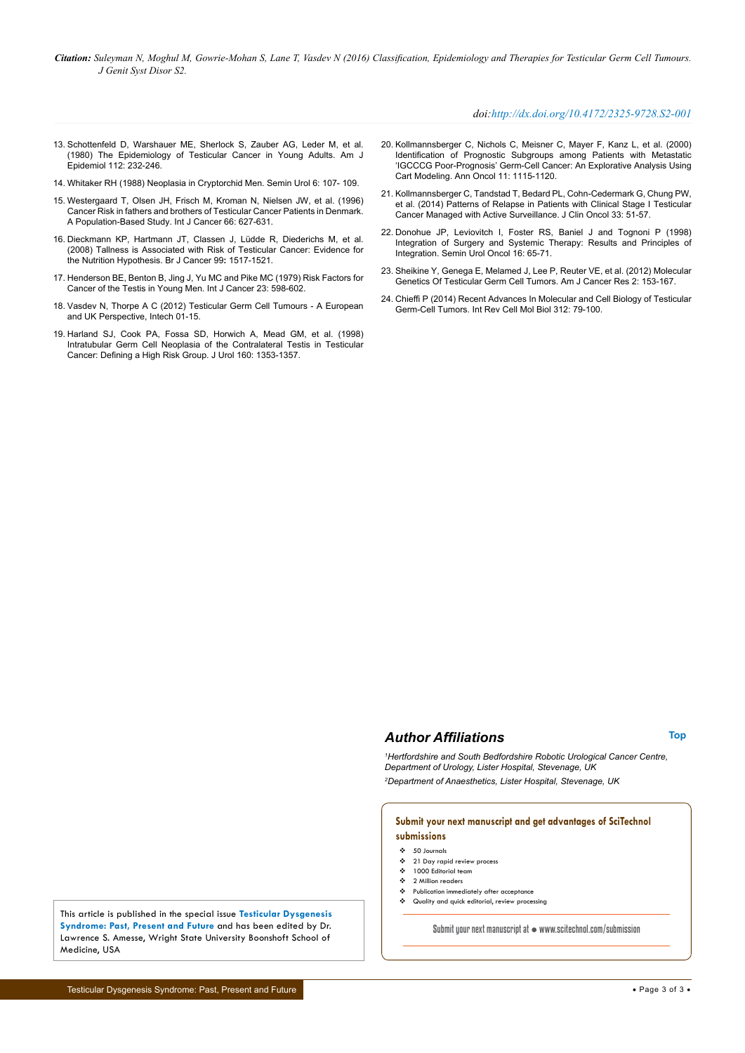13. Schottenfeld D, Warshauer ME, Sherlock S, Zauber AG, Leder M, et al. (1980) The Epidemiology of Testicular Cancer in Young Adults. Am J Epidemiol 112: 232-246.
14. Whitaker RH (1988) Neoplasia in Cryptorchid Men. Semin Urol 6: 107- 109.
15. Westergaard T, Olsen JH, Frisch M, Kroman N, Nielsen JW, et al. (1996) Cancer Risk in fathers and brothers of Testicular Cancer Patients in Denmark. A Population-Based Study. Int J Cancer 66: 627-631.
16. Dieckmann KP, Hartmann JT, Classen J, Lüdde R, Diederichs M, et al. (2008) Tallness is Associated with Risk of Testicular Cancer: Evidence for the Nutrition Hypothesis. Br J Cancer 99**:** 1517-1521.
17. Henderson BE, Benton B, Jing J, Yu MC and Pike MC (1979) Risk Factors for Cancer of the Testis in Young Men. Int J Cancer 23: 598-602.
18. Vasdev N, Thorpe A C (2012) Testicular Germ Cell Tumours - A European and UK Perspective, Intech 01-15.
19. Harland SJ, Cook PA, Fossa SD, Horwich A, Mead GM, et al. (1998) Intratubular Germ Cell Neoplasia of the Contralateral Testis in Testicular Cancer: Defining a High Risk Group. J Urol 160: 1353-1357.
20. Kollmannsberger C, Nichols C, Meisner C, Mayer F, Kanz L, et al. (2000) Identification of Prognostic Subgroups among Patients with Metastatic 'IGCCCG Poor-Prognosis' Germ-Cell Cancer: An Explorative Analysis Using Cart Modeling. Ann Oncol 11: 1115-1120.
21. Kollmannsberger C, Tandstad T, Bedard PL, Cohn-Cedermark G, Chung PW, et al. (2014) Patterns of Relapse in Patients with Clinical Stage I Testicular Cancer Managed with Active Surveillance. J Clin Oncol 33: 51-57.
22. Donohue JP, Leviovitch I, Foster RS, Baniel J and Tognoni P (1998) Integration of Surgery and Systemic Therapy: Results and Principles of Integration. Semin Urol Oncol 16: 65-71.
23. Sheikine Y, Genega E, Melamed J, Lee P, Reuter VE, et al. (2012) Molecular Genetics Of Testicular Germ Cell Tumors. Am J Cancer Res 2: 153-167.
24. Chieffi P (2014) Recent Advances In Molecular and Cell Biology of Testicular Germ-Cell Tumors. Int Rev Cell Mol Biol 312: 79-100.

## *Author Affiliations*

Top

*[1]Hertfordshire and South Bedfordshire Robotic Urological Cancer Centre, Department of Urology, Lister Hospital, Stevenage, UK*

*[2]Department of Anaesthetics, Lister Hospital, Stevenage, UK*

This article is published in the special issue **Testicular Dysgenesis Syndrome: Past, Present and Future** and has been edited by Dr. Lawrence S. Amesse, Wright State University Boonshoft School of Medicine, USA

**Submit your next manuscript and get advantages of SciTechnol submissions**

- 50 Journals
- 21 Day rapid review process
- 1000 Editorial team
- 2 Million readers
- Publication immediately after acceptance
- Quality and quick editorial, review processing

Submit your next manuscript at ● www.scitechnol.com/submission